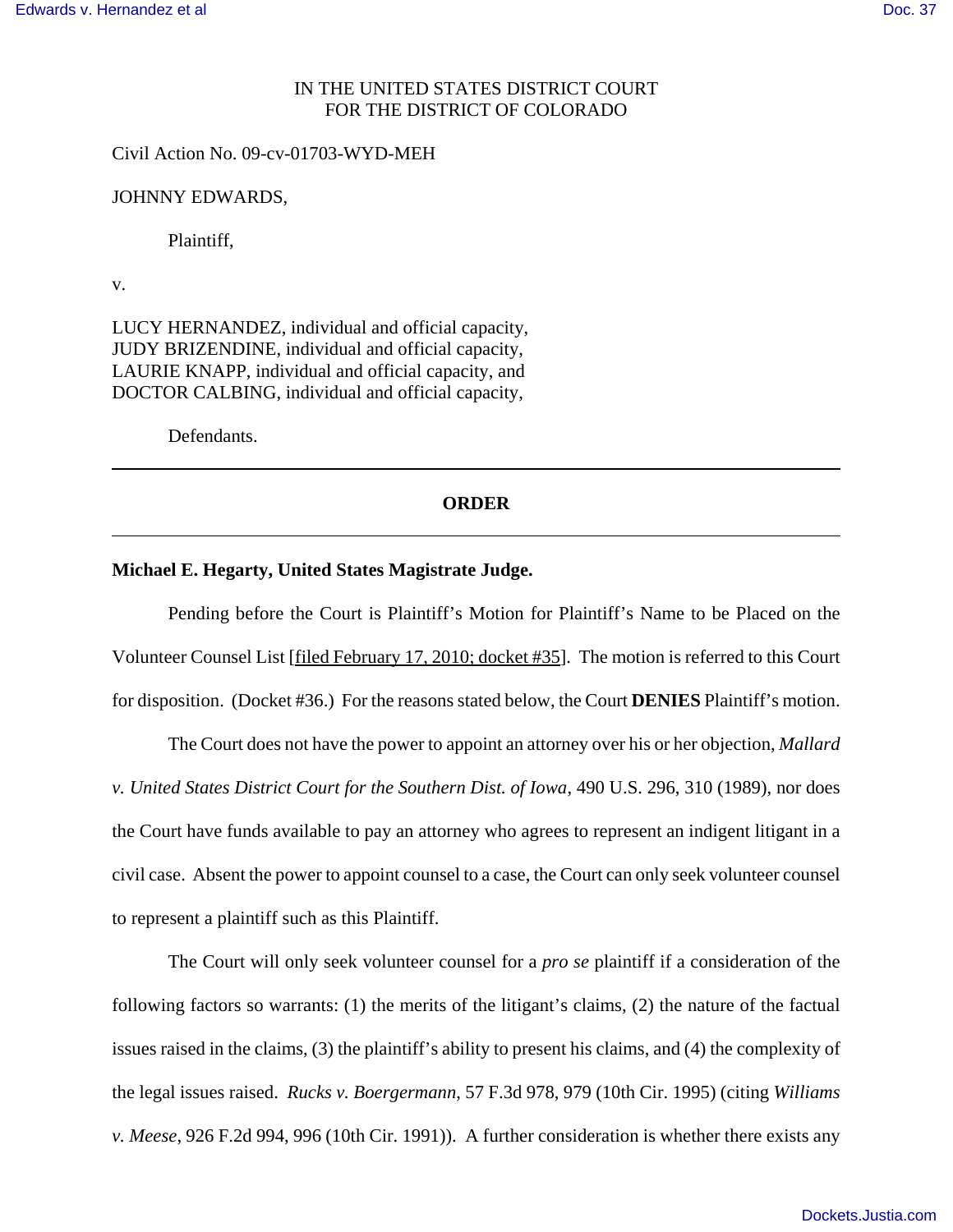IN THE UNITED STATES DISTRICT COURT
FOR THE DISTRICT OF COLORADO

Civil Action No. 09-cv-01703-WYD-MEH

JOHNNY EDWARDS,

Plaintiff,

v.

LUCY HERNANDEZ, individual and official capacity,
JUDY BRIZENDINE, individual and official capacity,
LAURIE KNAPP, individual and official capacity, and
DOCTOR CALBING, individual and official capacity,

Defendants.

---

## ORDER

---

**Michael E. Hegarty, United States Magistrate Judge.**

Pending before the Court is Plaintiff's Motion for Plaintiff's Name to be Placed on the Volunteer Counsel List [filed February 17, 2010; docket #35]. The motion is referred to this Court for disposition. (Docket #36.) For the reasons stated below, the Court **DENIES** Plaintiff's motion.

The Court does not have the power to appoint an attorney over his or her objection, *Mallard v. United States District Court for the Southern Dist. of Iowa*, 490 U.S. 296, 310 (1989), nor does the Court have funds available to pay an attorney who agrees to represent an indigent litigant in a civil case. Absent the power to appoint counsel to a case, the Court can only seek volunteer counsel to represent a plaintiff such as this Plaintiff.

The Court will only seek volunteer counsel for a *pro se* plaintiff if a consideration of the following factors so warrants: (1) the merits of the litigant's claims, (2) the nature of the factual issues raised in the claims, (3) the plaintiff's ability to present his claims, and (4) the complexity of the legal issues raised. *Rucks v. Boergermann*, 57 F.3d 978, 979 (10th Cir. 1995) (citing *Williams v. Meese*, 926 F.2d 994, 996 (10th Cir. 1991)). A further consideration is whether there exists any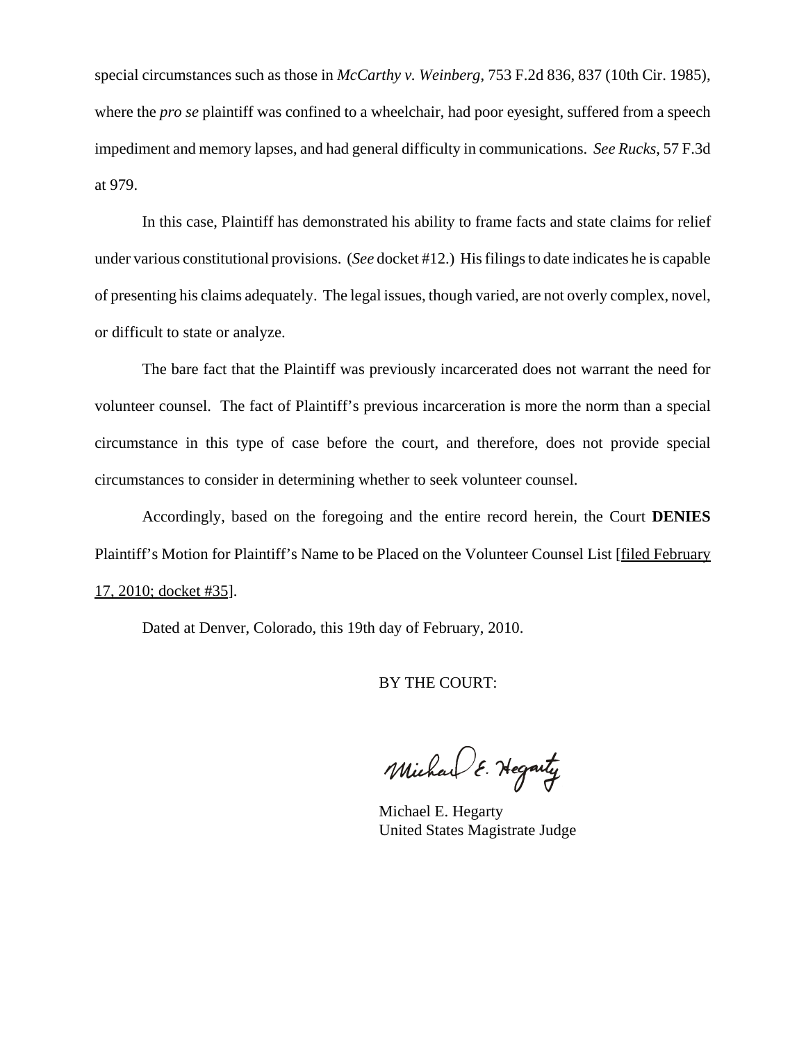special circumstances such as those in *McCarthy v. Weinberg*, 753 F.2d 836, 837 (10th Cir. 1985), where the *pro se* plaintiff was confined to a wheelchair, had poor eyesight, suffered from a speech impediment and memory lapses, and had general difficulty in communications. *See Rucks*, 57 F.3d at 979.

In this case, Plaintiff has demonstrated his ability to frame facts and state claims for relief under various constitutional provisions. (*See* docket #12.) His filings to date indicates he is capable of presenting his claims adequately. The legal issues, though varied, are not overly complex, novel, or difficult to state or analyze.

The bare fact that the Plaintiff was previously incarcerated does not warrant the need for volunteer counsel. The fact of Plaintiff's previous incarceration is more the norm than a special circumstance in this type of case before the court, and therefore, does not provide special circumstances to consider in determining whether to seek volunteer counsel.

Accordingly, based on the foregoing and the entire record herein, the Court **DENIES** Plaintiff's Motion for Plaintiff's Name to be Placed on the Volunteer Counsel List [filed February 17, 2010; docket #35].

Dated at Denver, Colorado, this 19th day of February, 2010.

BY THE COURT:

Michael E. Hegarty

Michael E. Hegarty
United States Magistrate Judge